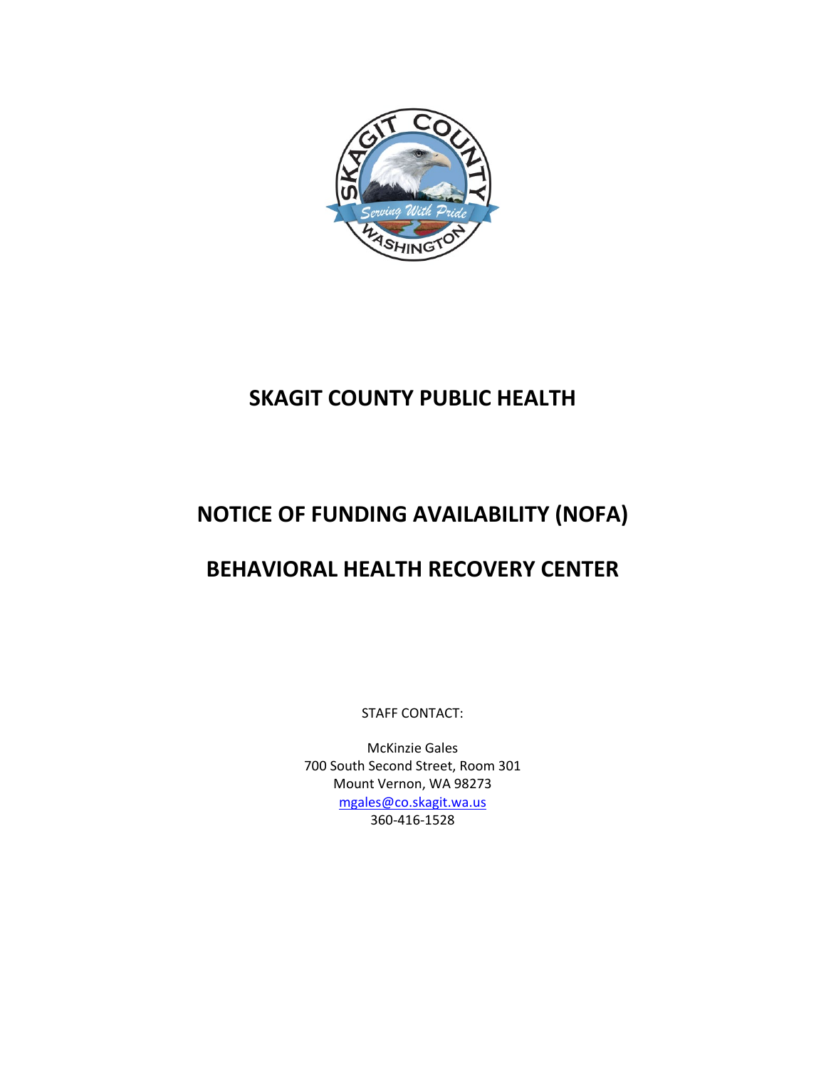# SKAGIT COUNTY PUBLIC HEALTH

# NOTICE OF FUNDING AVAILABILITY (NOFA)

# BEHAVIORAL HEALTH RECOVERY CENTER

STAFF CONTACT:

McKinzie Gales
700 South Second Street, Room 301
Mount Vernon, WA 98273
mgales@co.skagit.wa.us
360-416-1528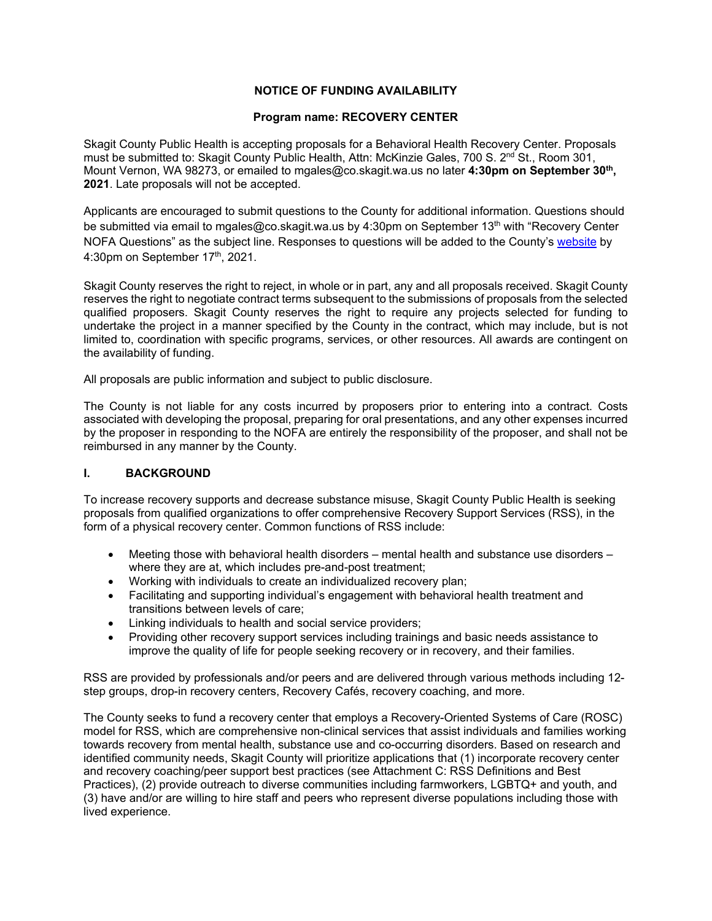# NOTICE OF FUNDING AVAILABILITY

## Program name: RECOVERY CENTER

Skagit County Public Health is accepting proposals for a Behavioral Health Recovery Center. Proposals must be submitted to: Skagit County Public Health, Attn: McKinzie Gales, 700 S. 2nd St., Room 301, Mount Vernon, WA 98273, or emailed to mgales@co.skagit.wa.us no later **4:30pm on September 30th, 2021**. Late proposals will not be accepted.

Applicants are encouraged to submit questions to the County for additional information. Questions should be submitted via email to mgales@co.skagit.wa.us by 4:30pm on September 13th with "Recovery Center NOFA Questions" as the subject line. Responses to questions will be added to the County's website by 4:30pm on September 17th, 2021.

Skagit County reserves the right to reject, in whole or in part, any and all proposals received. Skagit County reserves the right to negotiate contract terms subsequent to the submissions of proposals from the selected qualified proposers. Skagit County reserves the right to require any projects selected for funding to undertake the project in a manner specified by the County in the contract, which may include, but is not limited to, coordination with specific programs, services, or other resources. All awards are contingent on the availability of funding.

All proposals are public information and subject to public disclosure.

The County is not liable for any costs incurred by proposers prior to entering into a contract. Costs associated with developing the proposal, preparing for oral presentations, and any other expenses incurred by the proposer in responding to the NOFA are entirely the responsibility of the proposer, and shall not be reimbursed in any manner by the County.

## I. BACKGROUND

To increase recovery supports and decrease substance misuse, Skagit County Public Health is seeking proposals from qualified organizations to offer comprehensive Recovery Support Services (RSS), in the form of a physical recovery center. Common functions of RSS include:

- Meeting those with behavioral health disorders – mental health and substance use disorders – where they are at, which includes pre-and-post treatment;
- Working with individuals to create an individualized recovery plan;
- Facilitating and supporting individual's engagement with behavioral health treatment and transitions between levels of care;
- Linking individuals to health and social service providers;
- Providing other recovery support services including trainings and basic needs assistance to improve the quality of life for people seeking recovery or in recovery, and their families.

RSS are provided by professionals and/or peers and are delivered through various methods including 12-step groups, drop-in recovery centers, Recovery Cafés, recovery coaching, and more.

The County seeks to fund a recovery center that employs a Recovery-Oriented Systems of Care (ROSC) model for RSS, which are comprehensive non-clinical services that assist individuals and families working towards recovery from mental health, substance use and co-occurring disorders. Based on research and identified community needs, Skagit County will prioritize applications that (1) incorporate recovery center and recovery coaching/peer support best practices (see Attachment C: RSS Definitions and Best Practices), (2) provide outreach to diverse communities including farmworkers, LGBTQ+ and youth, and (3) have and/or are willing to hire staff and peers who represent diverse populations including those with lived experience.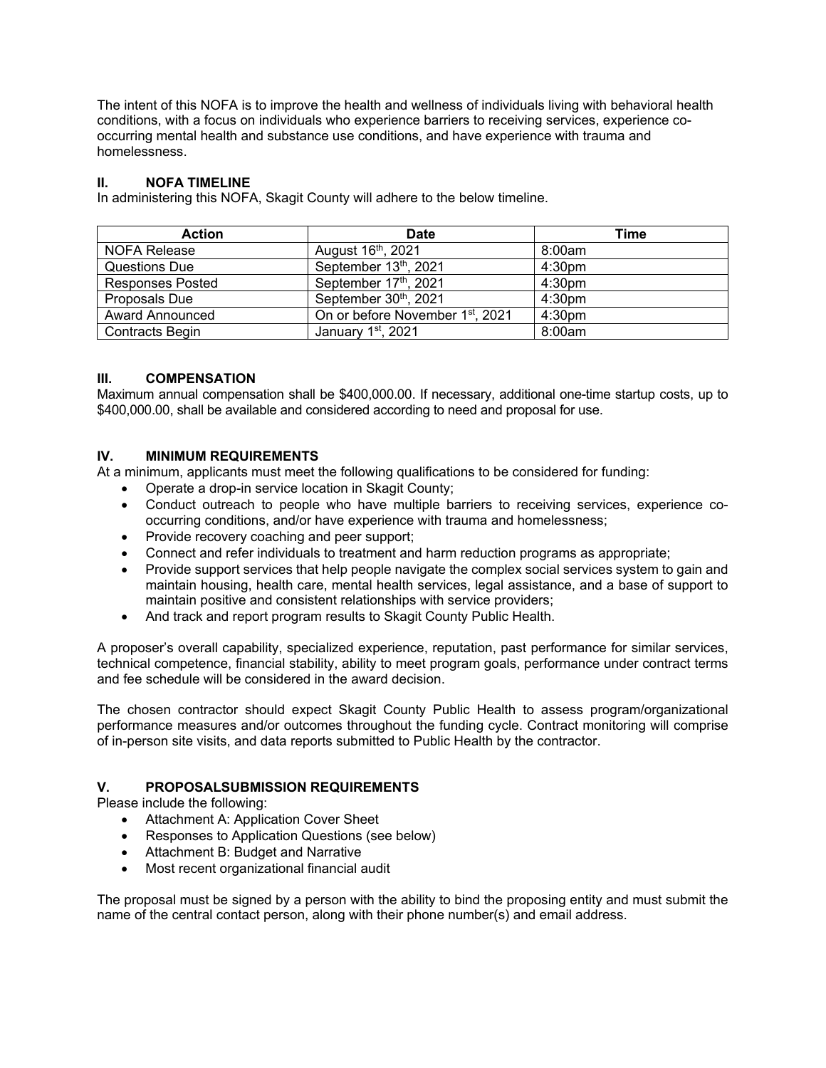The intent of this NOFA is to improve the health and wellness of individuals living with behavioral health conditions, with a focus on individuals who experience barriers to receiving services, experience co-occurring mental health and substance use conditions, and have experience with trauma and homelessness.

## II. NOFA TIMELINE

In administering this NOFA, Skagit County will adhere to the below timeline.

| Action | Date | Time |
|---|---|---|
| NOFA Release | August 16th, 2021 | 8:00am |
| Questions Due | September 13th, 2021 | 4:30pm |
| Responses Posted | September 17th, 2021 | 4:30pm |
| Proposals Due | September 30th, 2021 | 4:30pm |
| Award Announced | On or before November 1st, 2021 | 4:30pm |
| Contracts Begin | January 1st, 2021 | 8:00am |

## III. COMPENSATION

Maximum annual compensation shall be $400,000.00. If necessary, additional one-time startup costs, up to $400,000.00, shall be available and considered according to need and proposal for use.

## IV. MINIMUM REQUIREMENTS

At a minimum, applicants must meet the following qualifications to be considered for funding:

- Operate a drop-in service location in Skagit County;
- Conduct outreach to people who have multiple barriers to receiving services, experience co-occurring conditions, and/or have experience with trauma and homelessness;
- Provide recovery coaching and peer support;
- Connect and refer individuals to treatment and harm reduction programs as appropriate;
- Provide support services that help people navigate the complex social services system to gain and maintain housing, health care, mental health services, legal assistance, and a base of support to maintain positive and consistent relationships with service providers;
- And track and report program results to Skagit County Public Health.

A proposer's overall capability, specialized experience, reputation, past performance for similar services, technical competence, financial stability, ability to meet program goals, performance under contract terms and fee schedule will be considered in the award decision.

The chosen contractor should expect Skagit County Public Health to assess program/organizational performance measures and/or outcomes throughout the funding cycle. Contract monitoring will comprise of in-person site visits, and data reports submitted to Public Health by the contractor.

## V. PROPOSALSUBMISSION REQUIREMENTS

Please include the following:

- Attachment A: Application Cover Sheet
- Responses to Application Questions (see below)
- Attachment B: Budget and Narrative
- Most recent organizational financial audit

The proposal must be signed by a person with the ability to bind the proposing entity and must submit the name of the central contact person, along with their phone number(s) and email address.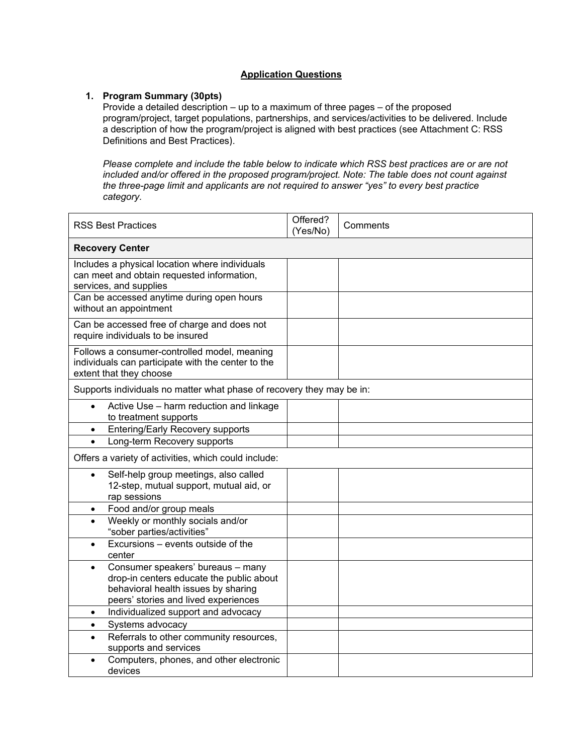## Application Questions

1. **Program Summary (30pts)**
   Provide a detailed description – up to a maximum of three pages – of the proposed program/project, target populations, partnerships, and services/activities to be delivered. Include a description of how the program/project is aligned with best practices (see Attachment C: RSS Definitions and Best Practices).

   *Please complete and include the table below to indicate which RSS best practices are or are not included and/or offered in the proposed program/project. Note: The table does not count against the three-page limit and applicants are not required to answer "yes" to every best practice category.*

| RSS Best Practices | Offered? (Yes/No) | Comments |
|---|---|---|
| **Recovery Center** | | |
| Includes a physical location where individuals can meet and obtain requested information, services, and supplies | | |
| Can be accessed anytime during open hours without an appointment | | |
| Can be accessed free of charge and does not require individuals to be insured | | |
| Follows a consumer-controlled model, meaning individuals can participate with the center to the extent that they choose | | |
| Supports individuals no matter what phase of recovery they may be in: | | |
| • Active Use – harm reduction and linkage to treatment supports | | |
| • Entering/Early Recovery supports | | |
| • Long-term Recovery supports | | |
| Offers a variety of activities, which could include: | | |
| • Self-help group meetings, also called 12-step, mutual support, mutual aid, or rap sessions | | |
| • Food and/or group meals | | |
| • Weekly or monthly socials and/or "sober parties/activities" | | |
| • Excursions – events outside of the center | | |
| • Consumer speakers' bureaus – many drop-in centers educate the public about behavioral health issues by sharing peers' stories and lived experiences | | |
| • Individualized support and advocacy | | |
| • Systems advocacy | | |
| • Referrals to other community resources, supports and services | | |
| • Computers, phones, and other electronic devices | | |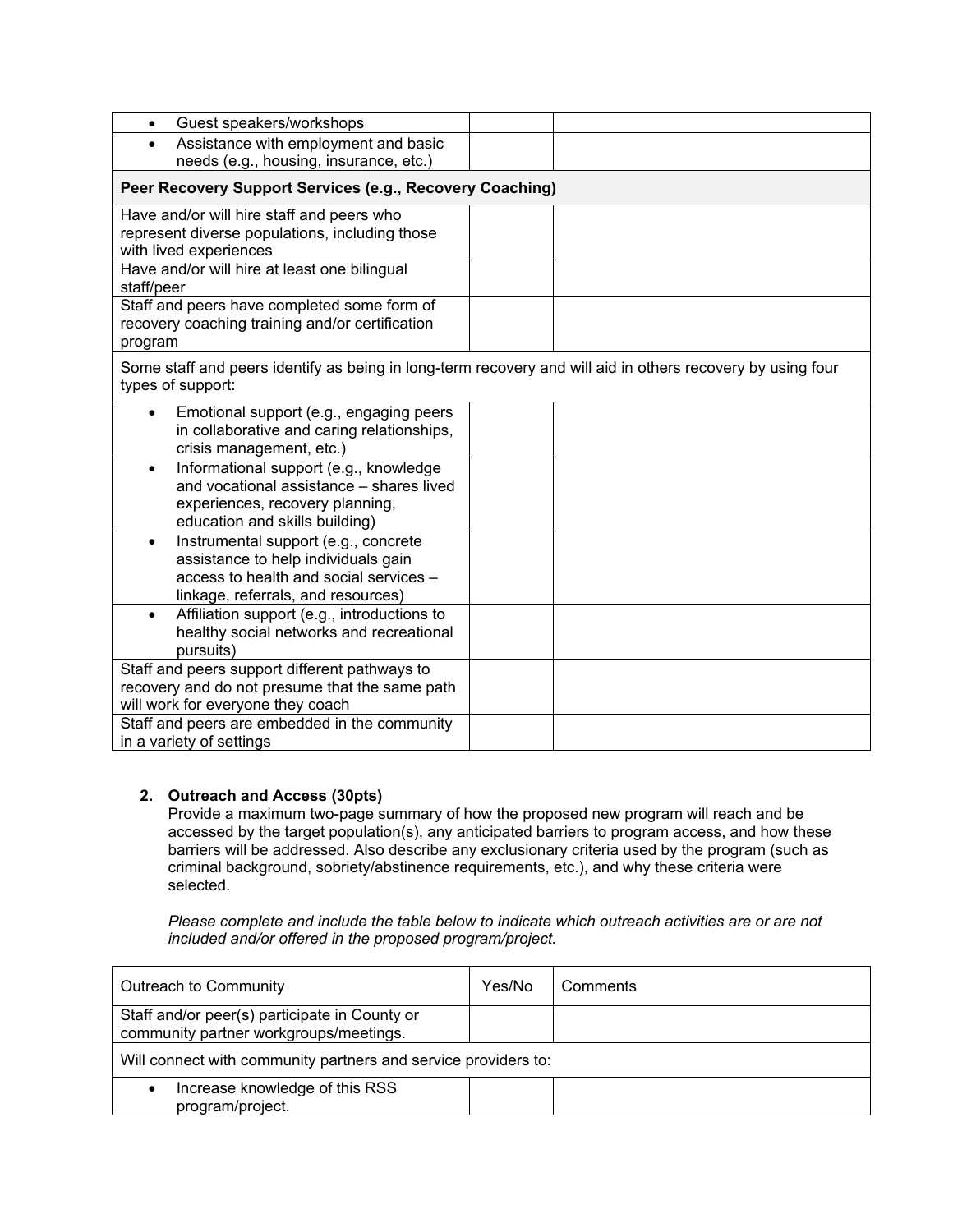| | | |
|---|---|---|
| • Guest speakers/workshops | | |
| • Assistance with employment and basic needs (e.g., housing, insurance, etc.) | | |
| **Peer Recovery Support Services (e.g., Recovery Coaching)** | | |
| Have and/or will hire staff and peers who represent diverse populations, including those with lived experiences | | |
| Have and/or will hire at least one bilingual staff/peer | | |
| Staff and peers have completed some form of recovery coaching training and/or certification program | | |
| Some staff and peers identify as being in long-term recovery and will aid in others recovery by using four types of support: | | |
| • Emotional support (e.g., engaging peers in collaborative and caring relationships, crisis management, etc.) | | |
| • Informational support (e.g., knowledge and vocational assistance – shares lived experiences, recovery planning, education and skills building) | | |
| • Instrumental support (e.g., concrete assistance to help individuals gain access to health and social services – linkage, referrals, and resources) | | |
| • Affiliation support (e.g., introductions to healthy social networks and recreational pursuits) | | |
| Staff and peers support different pathways to recovery and do not presume that the same path will work for everyone they coach | | |
| Staff and peers are embedded in the community in a variety of settings | | |

2. **Outreach and Access (30pts)**
   Provide a maximum two-page summary of how the proposed new program will reach and be accessed by the target population(s), any anticipated barriers to program access, and how these barriers will be addressed. Also describe any exclusionary criteria used by the program (such as criminal background, sobriety/abstinence requirements, etc.), and why these criteria were selected.

   *Please complete and include the table below to indicate which outreach activities are or are not included and/or offered in the proposed program/project.*

| Outreach to Community | Yes/No | Comments |
|---|---|---|
| Staff and/or peer(s) participate in County or community partner workgroups/meetings. | | |
| Will connect with community partners and service providers to: | | |
| • Increase knowledge of this RSS program/project. | | |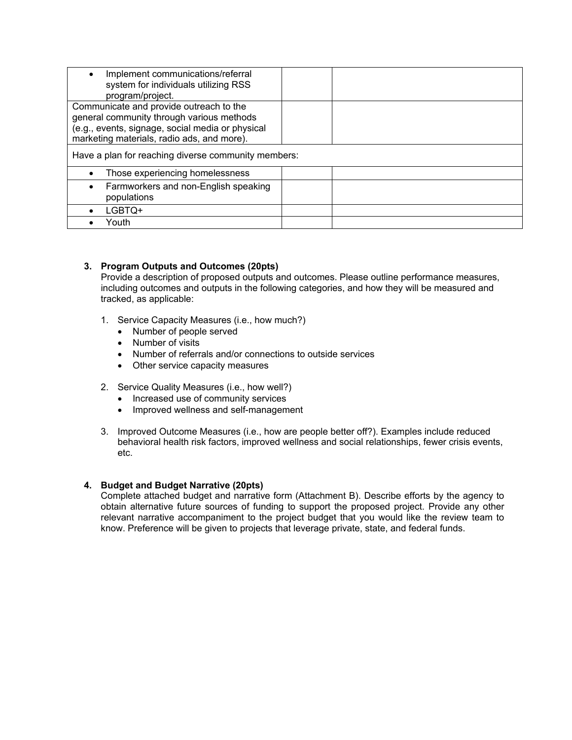| | | |
|---|---|---|
| • Implement communications/referral system for individuals utilizing RSS program/project. | | |
| Communicate and provide outreach to the general community through various methods (e.g., events, signage, social media or physical marketing materials, radio ads, and more). | | |
| Have a plan for reaching diverse community members: | | |
| • Those experiencing homelessness | | |
| • Farmworkers and non-English speaking populations | | |
| • LGBTQ+ | | |
| • Youth | | |

**3. Program Outputs and Outcomes (20pts)**

Provide a description of proposed outputs and outcomes. Please outline performance measures, including outcomes and outputs in the following categories, and how they will be measured and tracked, as applicable:

1. Service Capacity Measures (i.e., how much?)
   - Number of people served
   - Number of visits
   - Number of referrals and/or connections to outside services
   - Other service capacity measures
2. Service Quality Measures (i.e., how well?)
   - Increased use of community services
   - Improved wellness and self-management
3. Improved Outcome Measures (i.e., how are people better off?). Examples include reduced behavioral health risk factors, improved wellness and social relationships, fewer crisis events, etc.

**4. Budget and Budget Narrative (20pts)**

Complete attached budget and narrative form (Attachment B). Describe efforts by the agency to obtain alternative future sources of funding to support the proposed project. Provide any other relevant narrative accompaniment to the project budget that you would like the review team to know. Preference will be given to projects that leverage private, state, and federal funds.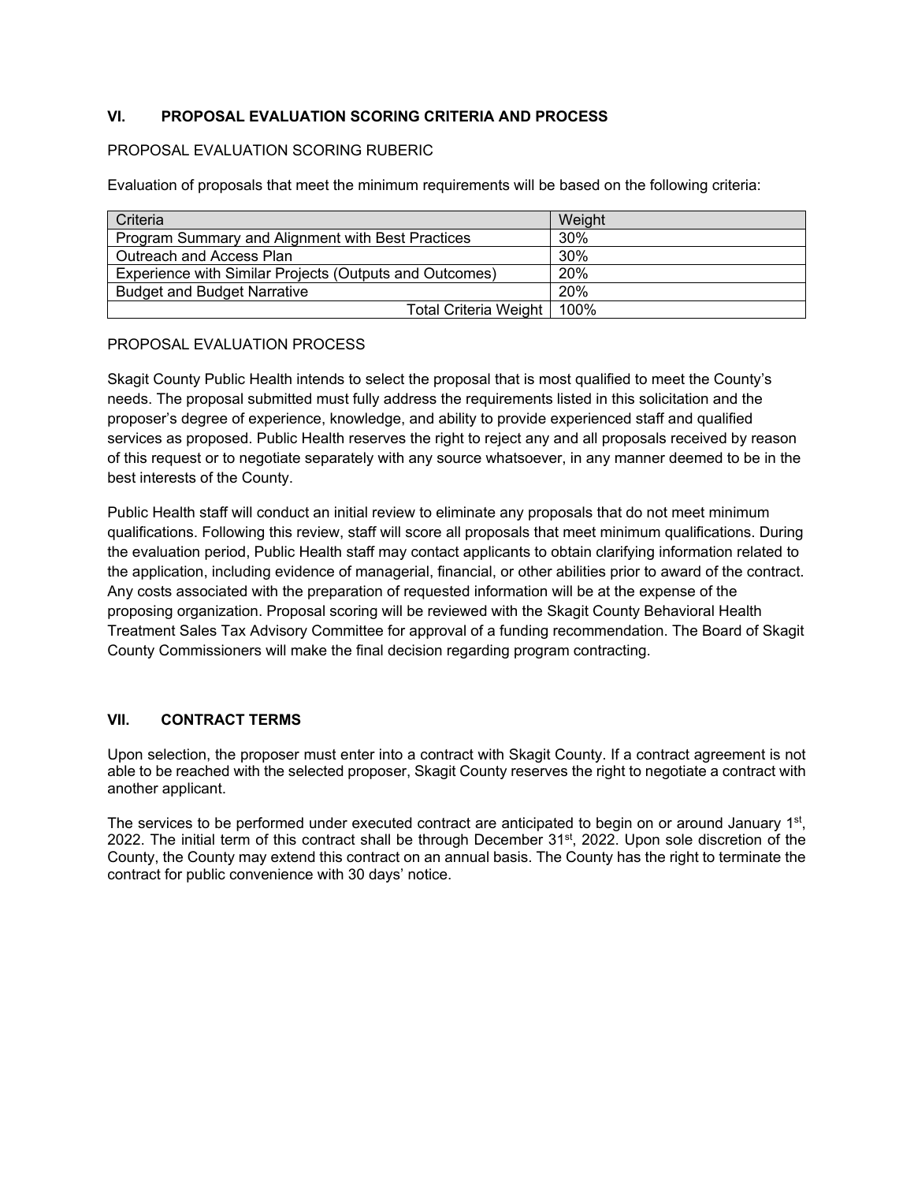## VI. PROPOSAL EVALUATION SCORING CRITERIA AND PROCESS

PROPOSAL EVALUATION SCORING RUBERIC

Evaluation of proposals that meet the minimum requirements will be based on the following criteria:

| Criteria | Weight |
|---|---|
| Program Summary and Alignment with Best Practices | 30% |
| Outreach and Access Plan | 30% |
| Experience with Similar Projects (Outputs and Outcomes) | 20% |
| Budget and Budget Narrative | 20% |
| Total Criteria Weight | 100% |

PROPOSAL EVALUATION PROCESS

Skagit County Public Health intends to select the proposal that is most qualified to meet the County's needs. The proposal submitted must fully address the requirements listed in this solicitation and the proposer's degree of experience, knowledge, and ability to provide experienced staff and qualified services as proposed. Public Health reserves the right to reject any and all proposals received by reason of this request or to negotiate separately with any source whatsoever, in any manner deemed to be in the best interests of the County.

Public Health staff will conduct an initial review to eliminate any proposals that do not meet minimum qualifications. Following this review, staff will score all proposals that meet minimum qualifications. During the evaluation period, Public Health staff may contact applicants to obtain clarifying information related to the application, including evidence of managerial, financial, or other abilities prior to award of the contract. Any costs associated with the preparation of requested information will be at the expense of the proposing organization. Proposal scoring will be reviewed with the Skagit County Behavioral Health Treatment Sales Tax Advisory Committee for approval of a funding recommendation. The Board of Skagit County Commissioners will make the final decision regarding program contracting.

## VII. CONTRACT TERMS

Upon selection, the proposer must enter into a contract with Skagit County. If a contract agreement is not able to be reached with the selected proposer, Skagit County reserves the right to negotiate a contract with another applicant.

The services to be performed under executed contract are anticipated to begin on or around January 1st, 2022. The initial term of this contract shall be through December 31st, 2022. Upon sole discretion of the County, the County may extend this contract on an annual basis. The County has the right to terminate the contract for public convenience with 30 days' notice.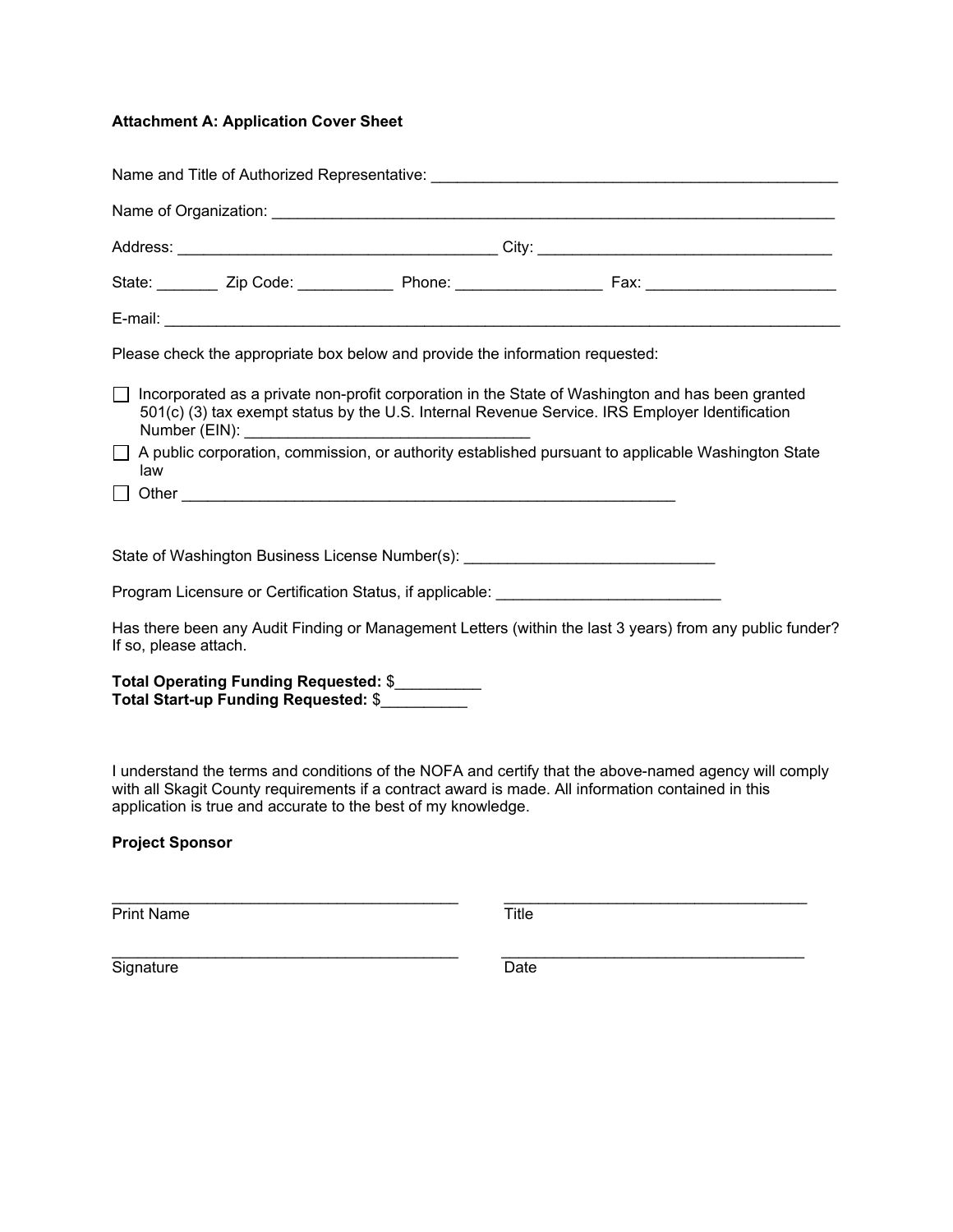**Attachment A: Application Cover Sheet**

Name and Title of Authorized Representative: ______________________________________________

Name of Organization: ________________________________________________________________

Address: ____________________________________ City: _________________________________

State: _______ Zip Code: ___________ Phone: ________________ Fax: _____________________

E-mail: ____________________________________________________________________________

Please check the appropriate box below and provide the information requested:

- ☐ Incorporated as a private non-profit corporation in the State of Washington and has been granted 501(c) (3) tax exempt status by the U.S. Internal Revenue Service. IRS Employer Identification Number (EIN): ________________________________
- ☐ A public corporation, commission, or authority established pursuant to applicable Washington State law
- ☐ Other _______________________________________________________

State of Washington Business License Number(s): _____________________________

Program Licensure or Certification Status, if applicable: __________________________

Has there been any Audit Finding or Management Letters (within the last 3 years) from any public funder? If so, please attach.

**Total Operating Funding Requested:** $__________
**Total Start-up Funding Requested:** $__________

I understand the terms and conditions of the NOFA and certify that the above-named agency will comply with all Skagit County requirements if a contract award is made. All information contained in this application is true and accurate to the best of my knowledge.

**Project Sponsor**

________________________________________ ___________________________________
Print Name Title

________________________________________ ___________________________________
Signature Date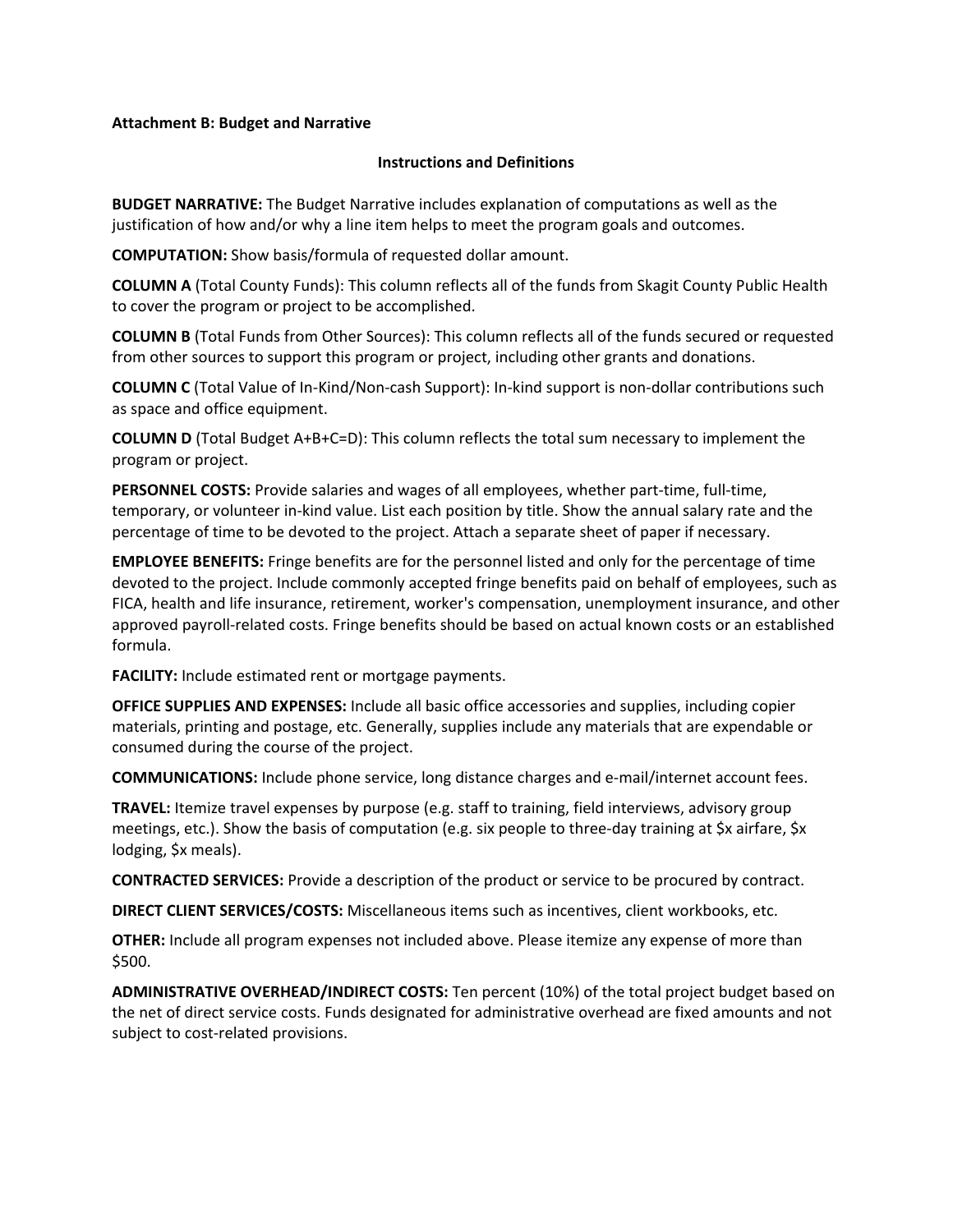**Attachment B: Budget and Narrative**

**Instructions and Definitions**

**BUDGET NARRATIVE:** The Budget Narrative includes explanation of computations as well as the justification of how and/or why a line item helps to meet the program goals and outcomes.

**COMPUTATION:** Show basis/formula of requested dollar amount.

**COLUMN A** (Total County Funds): This column reflects all of the funds from Skagit County Public Health to cover the program or project to be accomplished.

**COLUMN B** (Total Funds from Other Sources): This column reflects all of the funds secured or requested from other sources to support this program or project, including other grants and donations.

**COLUMN C** (Total Value of In-Kind/Non-cash Support): In-kind support is non-dollar contributions such as space and office equipment.

**COLUMN D** (Total Budget A+B+C=D): This column reflects the total sum necessary to implement the program or project.

**PERSONNEL COSTS:** Provide salaries and wages of all employees, whether part-time, full-time, temporary, or volunteer in-kind value. List each position by title. Show the annual salary rate and the percentage of time to be devoted to the project. Attach a separate sheet of paper if necessary.

**EMPLOYEE BENEFITS:** Fringe benefits are for the personnel listed and only for the percentage of time devoted to the project. Include commonly accepted fringe benefits paid on behalf of employees, such as FICA, health and life insurance, retirement, worker's compensation, unemployment insurance, and other approved payroll-related costs. Fringe benefits should be based on actual known costs or an established formula.

**FACILITY:** Include estimated rent or mortgage payments.

**OFFICE SUPPLIES AND EXPENSES:** Include all basic office accessories and supplies, including copier materials, printing and postage, etc. Generally, supplies include any materials that are expendable or consumed during the course of the project.

**COMMUNICATIONS:** Include phone service, long distance charges and e-mail/internet account fees.

**TRAVEL:** Itemize travel expenses by purpose (e.g. staff to training, field interviews, advisory group meetings, etc.). Show the basis of computation (e.g. six people to three-day training at $x airfare, $x lodging, $x meals).

**CONTRACTED SERVICES:** Provide a description of the product or service to be procured by contract.

**DIRECT CLIENT SERVICES/COSTS:** Miscellaneous items such as incentives, client workbooks, etc.

**OTHER:** Include all program expenses not included above. Please itemize any expense of more than $500.

**ADMINISTRATIVE OVERHEAD/INDIRECT COSTS:** Ten percent (10%) of the total project budget based on the net of direct service costs. Funds designated for administrative overhead are fixed amounts and not subject to cost-related provisions.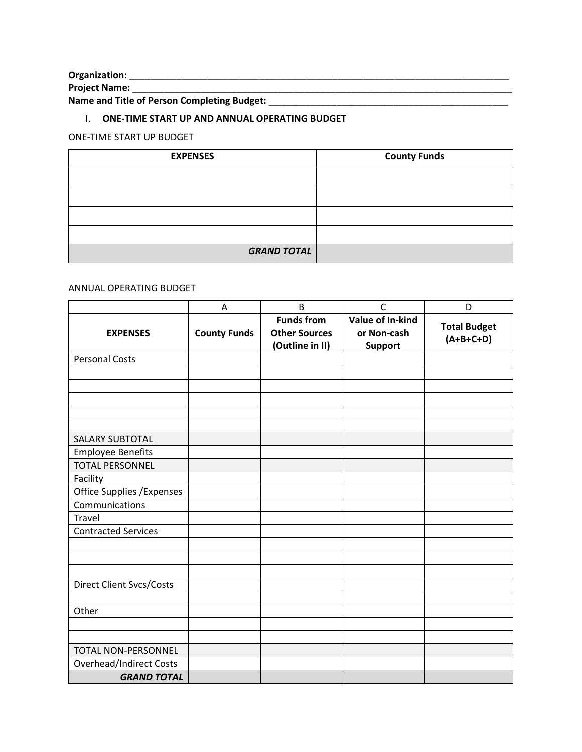**Organization:** ___________________________________________________________________________

**Project Name:** ___________________________________________________________________________

**Name and Title of Person Completing Budget:** _______________________________________________

I. **ONE-TIME START UP AND ANNUAL OPERATING BUDGET**

ONE-TIME START UP BUDGET

| EXPENSES | County Funds |
|---|---|
| | |
| | |
| | |
| | |
| ***GRAND TOTAL*** | |

ANNUAL OPERATING BUDGET

| | A | B | C | D |
|---|---|---|---|---|
| **EXPENSES** | **County Funds** | **Funds from Other Sources (Outline in II)** | **Value of In-kind or Non-cash Support** | **Total Budget (A+B+C+D)** |
| Personal Costs | | | | |
| | | | | |
| | | | | |
| | | | | |
| | | | | |
| | | | | |
| SALARY SUBTOTAL | | | | |
| Employee Benefits | | | | |
| TOTAL PERSONNEL | | | | |
| Facility | | | | |
| Office Supplies /Expenses | | | | |
| Communications | | | | |
| Travel | | | | |
| Contracted Services | | | | |
| | | | | |
| | | | | |
| | | | | |
| Direct Client Svcs/Costs | | | | |
| | | | | |
| Other | | | | |
| | | | | |
| | | | | |
| TOTAL NON-PERSONNEL | | | | |
| Overhead/Indirect Costs | | | | |
| ***GRAND TOTAL*** | | | | |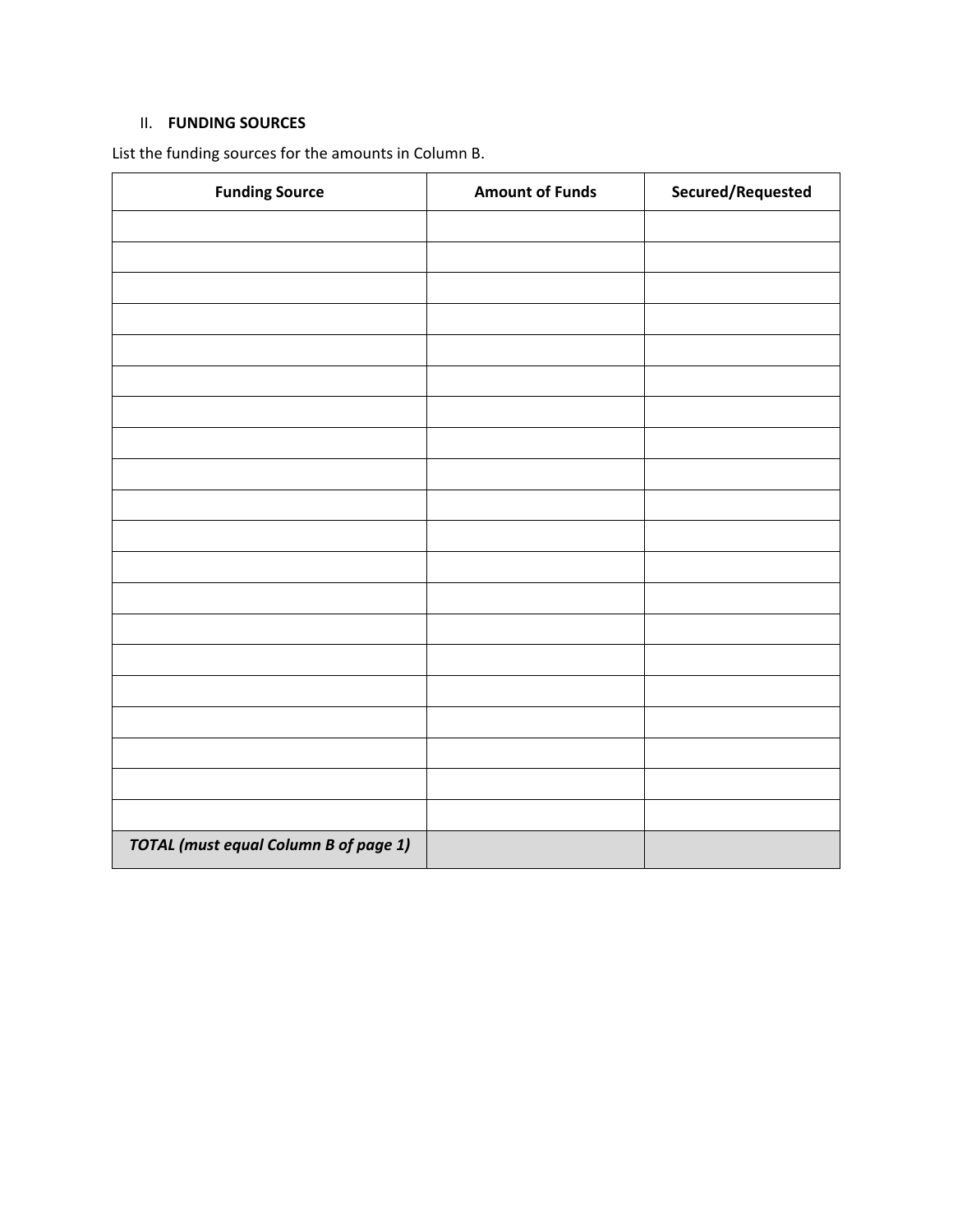## II. **FUNDING SOURCES**

List the funding sources for the amounts in Column B.

| **Funding Source** | **Amount of Funds** | **Secured/Requested** |
|---|---|---|
| | | |
| | | |
| | | |
| | | |
| | | |
| | | |
| | | |
| | | |
| | | |
| | | |
| | | |
| | | |
| | | |
| | | |
| | | |
| | | |
| | | |
| | | |
| | | |
| | | |
| ***TOTAL (must equal Column B of page 1)*** | | |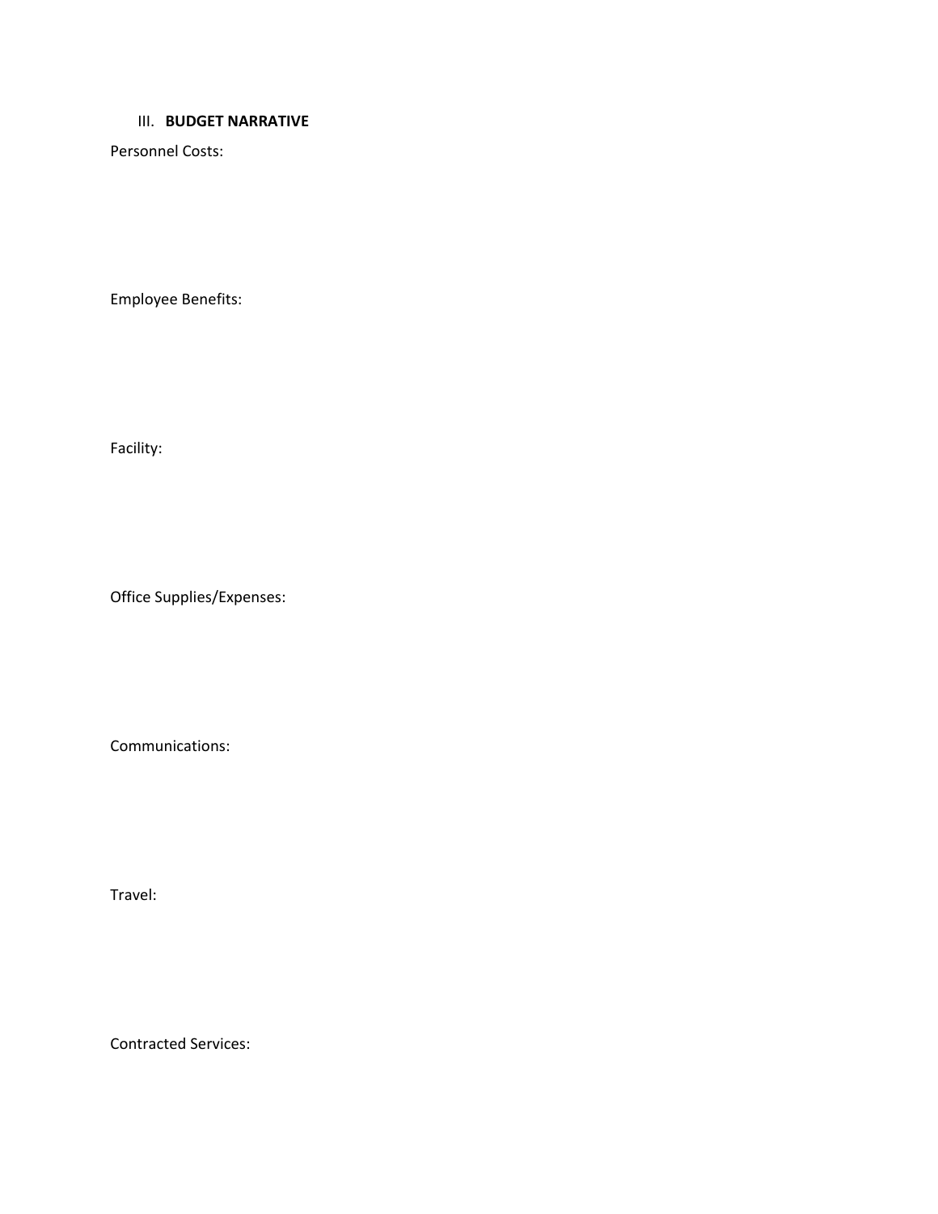## III. **BUDGET NARRATIVE**

Personnel Costs:

Employee Benefits:

Facility:

Office Supplies/Expenses:

Communications:

Travel:

Contracted Services: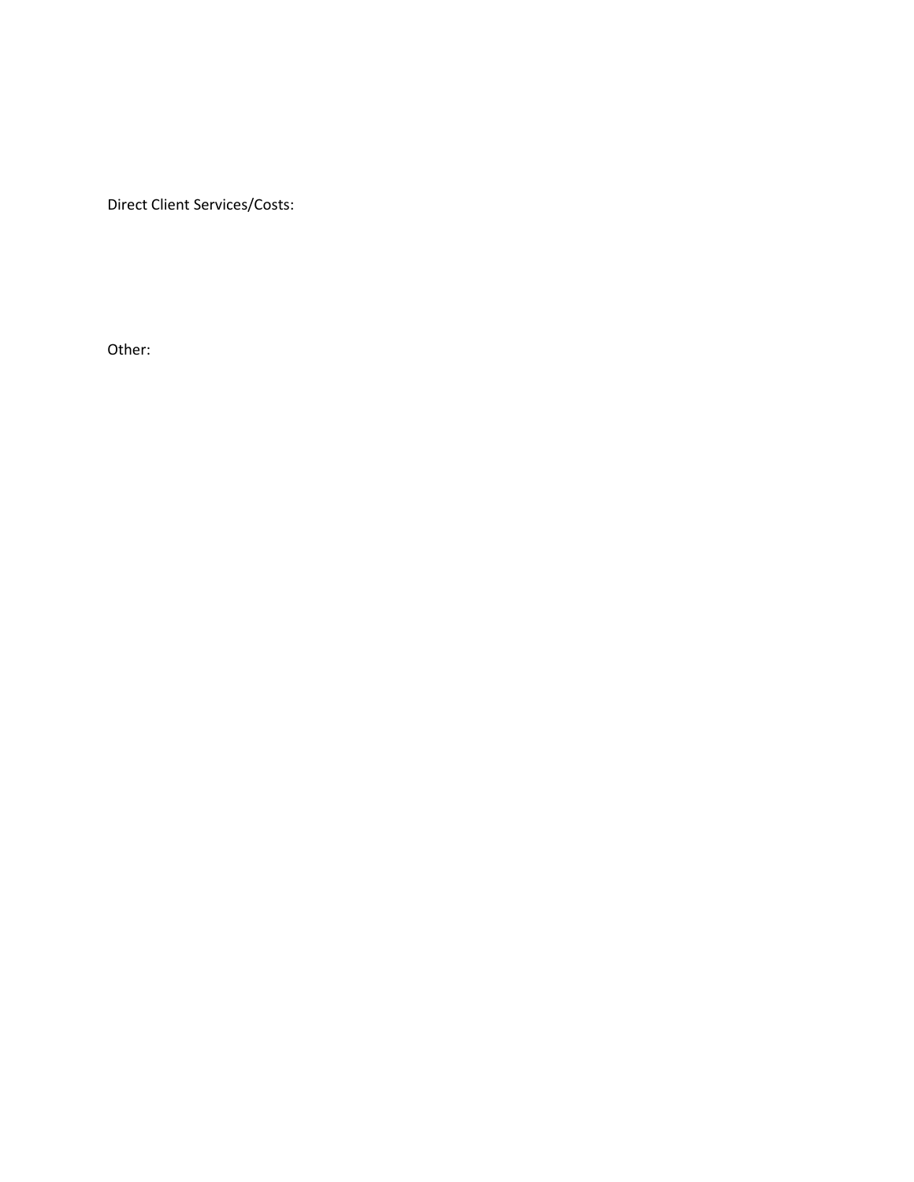Direct Client Services/Costs:

Other: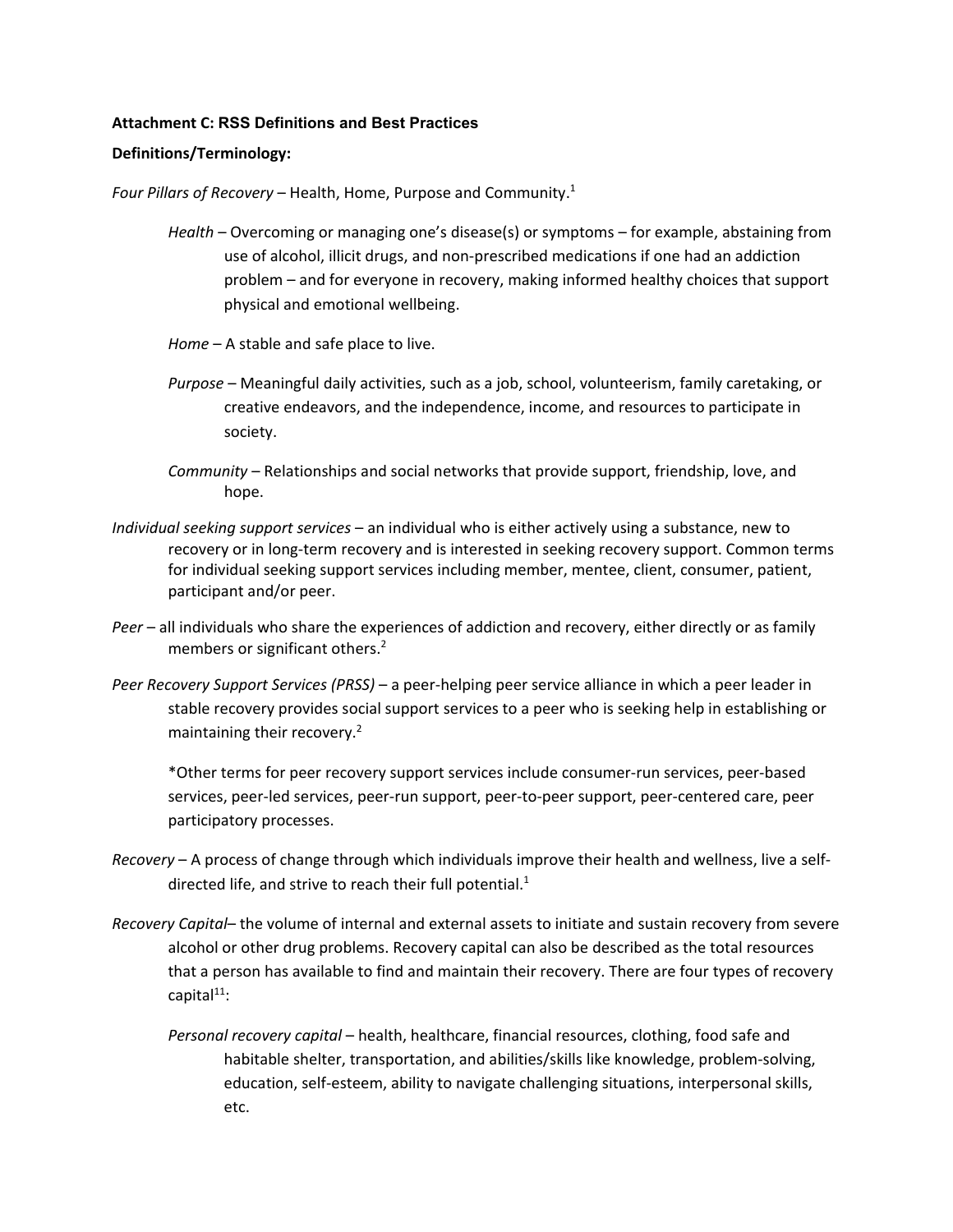**Attachment C: RSS Definitions and Best Practices**

**Definitions/Terminology:**

*Four Pillars of Recovery* – Health, Home, Purpose and Community.[1]

*Health* – Overcoming or managing one's disease(s) or symptoms – for example, abstaining from use of alcohol, illicit drugs, and non-prescribed medications if one had an addiction problem – and for everyone in recovery, making informed healthy choices that support physical and emotional wellbeing.

*Home* – A stable and safe place to live.

*Purpose* – Meaningful daily activities, such as a job, school, volunteerism, family caretaking, or creative endeavors, and the independence, income, and resources to participate in society.

*Community* – Relationships and social networks that provide support, friendship, love, and hope.

*Individual seeking support services* – an individual who is either actively using a substance, new to recovery or in long-term recovery and is interested in seeking recovery support. Common terms for individual seeking support services including member, mentee, client, consumer, patient, participant and/or peer.

*Peer* – all individuals who share the experiences of addiction and recovery, either directly or as family members or significant others.[2]

*Peer Recovery Support Services (PRSS)* – a peer-helping peer service alliance in which a peer leader in stable recovery provides social support services to a peer who is seeking help in establishing or maintaining their recovery.[2]

*Other terms for peer recovery support services include consumer-run services, peer-based services, peer-led services, peer-run support, peer-to-peer support, peer-centered care, peer participatory processes.

*Recovery* – A process of change through which individuals improve their health and wellness, live a self-directed life, and strive to reach their full potential.[1]

*Recovery Capital*– the volume of internal and external assets to initiate and sustain recovery from severe alcohol or other drug problems. Recovery capital can also be described as the total resources that a person has available to find and maintain their recovery. There are four types of recovery capital[11]:

*Personal recovery capital* – health, healthcare, financial resources, clothing, food safe and habitable shelter, transportation, and abilities/skills like knowledge, problem-solving, education, self-esteem, ability to navigate challenging situations, interpersonal skills, etc.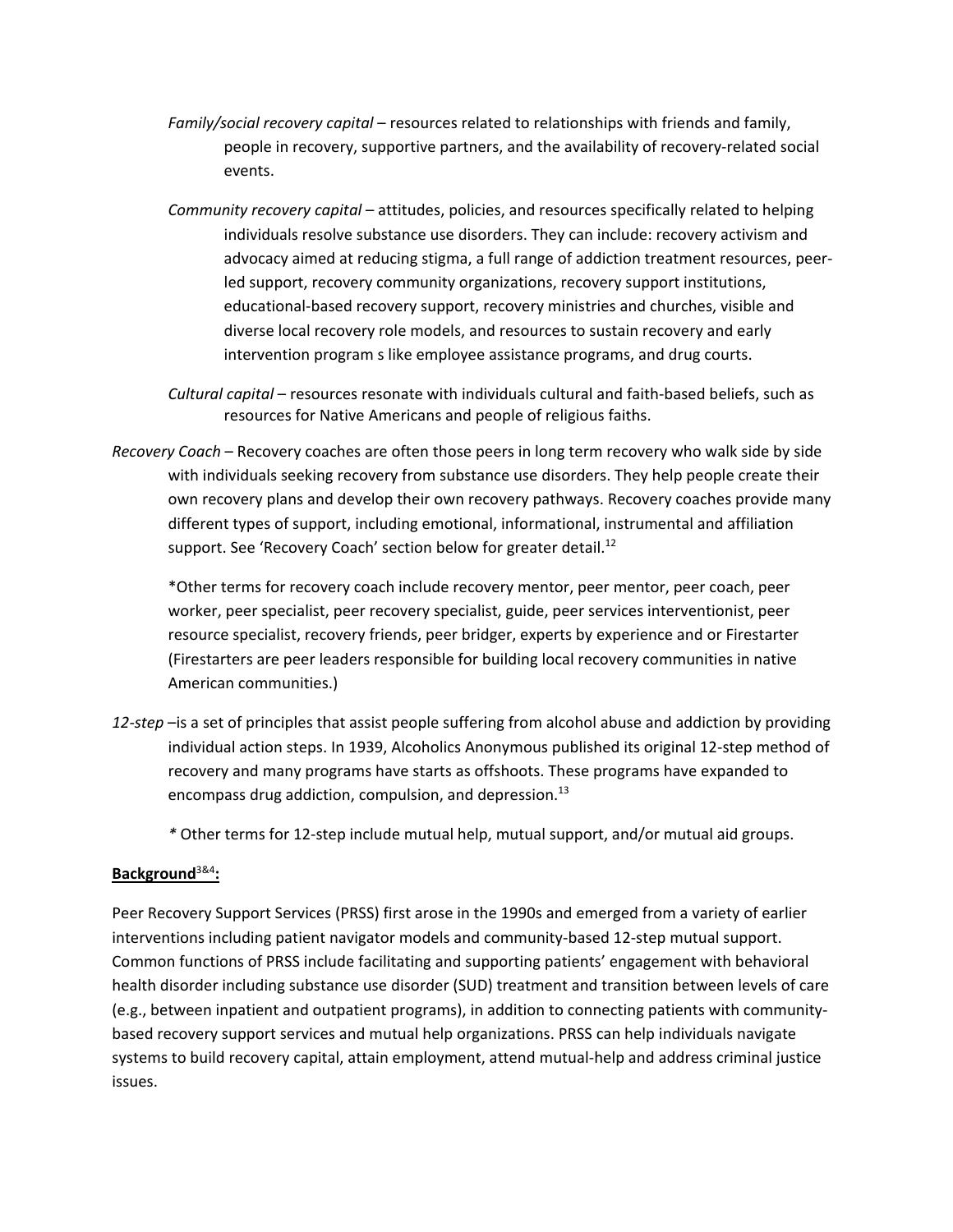*Family/social recovery capital* – resources related to relationships with friends and family, people in recovery, supportive partners, and the availability of recovery-related social events.

*Community recovery capital* – attitudes, policies, and resources specifically related to helping individuals resolve substance use disorders. They can include: recovery activism and advocacy aimed at reducing stigma, a full range of addiction treatment resources, peer-led support, recovery community organizations, recovery support institutions, educational-based recovery support, recovery ministries and churches, visible and diverse local recovery role models, and resources to sustain recovery and early intervention program s like employee assistance programs, and drug courts.

*Cultural capital* – resources resonate with individuals cultural and faith-based beliefs, such as resources for Native Americans and people of religious faiths.

*Recovery Coach* – Recovery coaches are often those peers in long term recovery who walk side by side with individuals seeking recovery from substance use disorders. They help people create their own recovery plans and develop their own recovery pathways. Recovery coaches provide many different types of support, including emotional, informational, instrumental and affiliation support. See 'Recovery Coach' section below for greater detail.[12]

*Other terms for recovery coach include recovery mentor, peer mentor, peer coach, peer worker, peer specialist, peer recovery specialist, guide, peer services interventionist, peer resource specialist, recovery friends, peer bridger, experts by experience and or Firestarter (Firestarters are peer leaders responsible for building local recovery communities in native American communities.)

*12-step* –is a set of principles that assist people suffering from alcohol abuse and addiction by providing individual action steps. In 1939, Alcoholics Anonymous published its original 12-step method of recovery and many programs have starts as offshoots. These programs have expanded to encompass drug addiction, compulsion, and depression.[13]

*\* Other terms for 12-step include mutual help, mutual support, and/or mutual aid groups.

**Background[3&4]:**

Peer Recovery Support Services (PRSS) first arose in the 1990s and emerged from a variety of earlier interventions including patient navigator models and community-based 12-step mutual support. Common functions of PRSS include facilitating and supporting patients' engagement with behavioral health disorder including substance use disorder (SUD) treatment and transition between levels of care (e.g., between inpatient and outpatient programs), in addition to connecting patients with community-based recovery support services and mutual help organizations. PRSS can help individuals navigate systems to build recovery capital, attain employment, attend mutual-help and address criminal justice issues.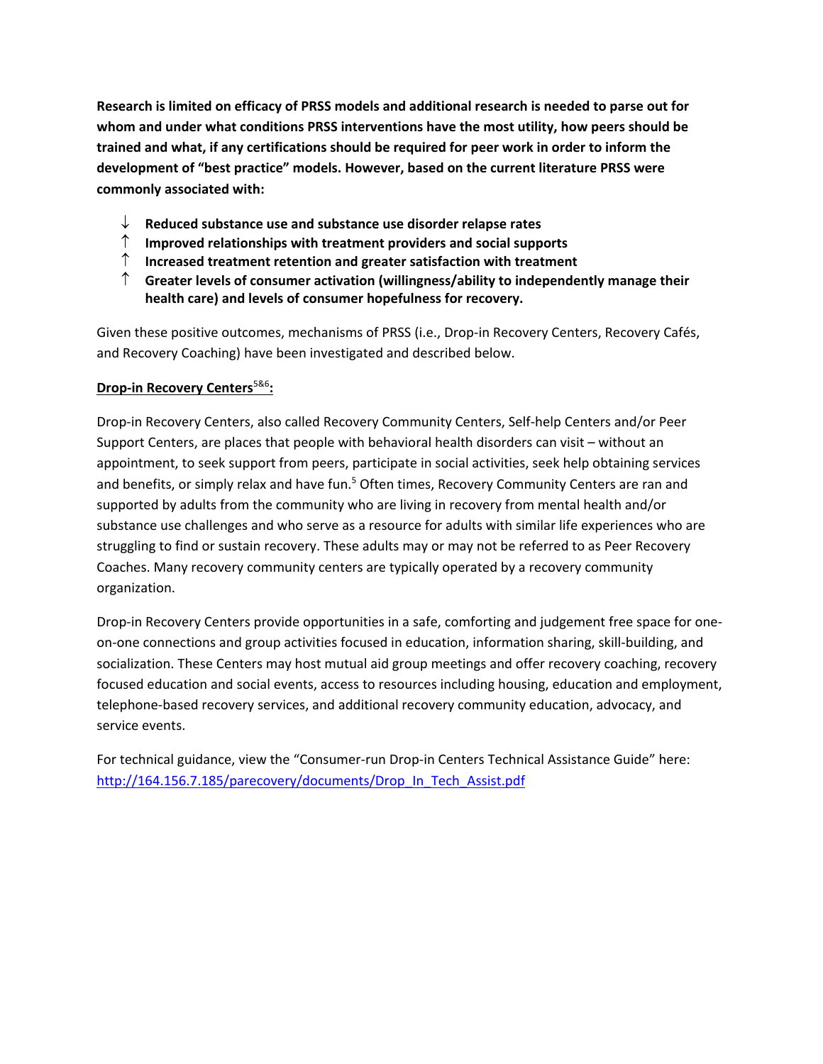**Research is limited on efficacy of PRSS models and additional research is needed to parse out for whom and under what conditions PRSS interventions have the most utility, how peers should be trained and what, if any certifications should be required for peer work in order to inform the development of "best practice" models. However, based on the current literature PRSS were commonly associated with:**

- ↓ **Reduced substance use and substance use disorder relapse rates**
- ↑ **Improved relationships with treatment providers and social supports**
- ↑ **Increased treatment retention and greater satisfaction with treatment**
- ↑ **Greater levels of consumer activation (willingness/ability to independently manage their health care) and levels of consumer hopefulness for recovery.**

Given these positive outcomes, mechanisms of PRSS (i.e., Drop-in Recovery Centers, Recovery Cafés, and Recovery Coaching) have been investigated and described below.

**Drop-in Recovery Centers[5&6]:**

Drop-in Recovery Centers, also called Recovery Community Centers, Self-help Centers and/or Peer Support Centers, are places that people with behavioral health disorders can visit – without an appointment, to seek support from peers, participate in social activities, seek help obtaining services and benefits, or simply relax and have fun.[5] Often times, Recovery Community Centers are ran and supported by adults from the community who are living in recovery from mental health and/or substance use challenges and who serve as a resource for adults with similar life experiences who are struggling to find or sustain recovery. These adults may or may not be referred to as Peer Recovery Coaches. Many recovery community centers are typically operated by a recovery community organization.

Drop-in Recovery Centers provide opportunities in a safe, comforting and judgement free space for one-on-one connections and group activities focused in education, information sharing, skill-building, and socialization. These Centers may host mutual aid group meetings and offer recovery coaching, recovery focused education and social events, access to resources including housing, education and employment, telephone-based recovery services, and additional recovery community education, advocacy, and service events.

For technical guidance, view the "Consumer-run Drop-in Centers Technical Assistance Guide" here: http://164.156.7.185/parecovery/documents/Drop_In_Tech_Assist.pdf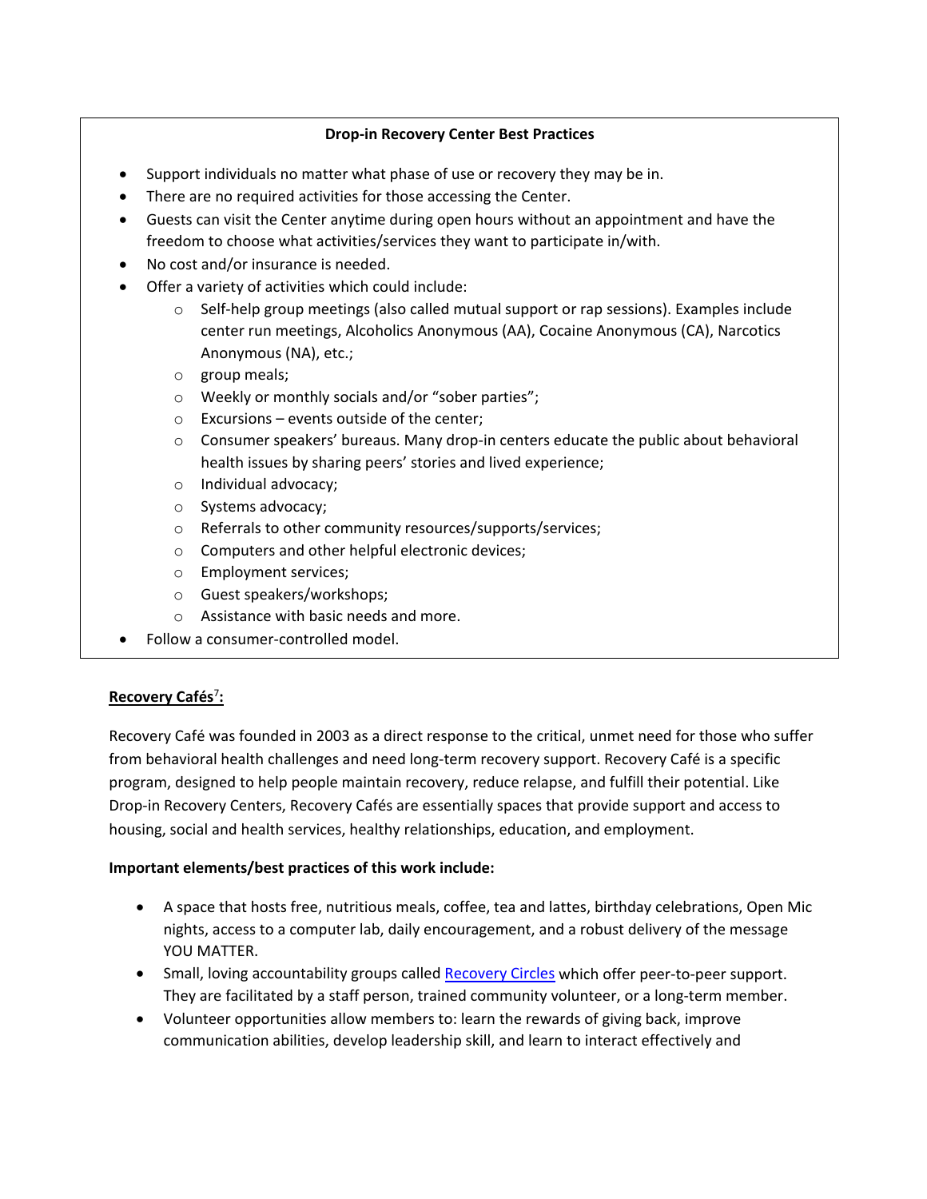**Drop-in Recovery Center Best Practices**

- Support individuals no matter what phase of use or recovery they may be in.
- There are no required activities for those accessing the Center.
- Guests can visit the Center anytime during open hours without an appointment and have the freedom to choose what activities/services they want to participate in/with.
- No cost and/or insurance is needed.
- Offer a variety of activities which could include:
  - Self-help group meetings (also called mutual support or rap sessions). Examples include center run meetings, Alcoholics Anonymous (AA), Cocaine Anonymous (CA), Narcotics Anonymous (NA), etc.;
  - group meals;
  - Weekly or monthly socials and/or "sober parties";
  - Excursions – events outside of the center;
  - Consumer speakers' bureaus. Many drop-in centers educate the public about behavioral health issues by sharing peers' stories and lived experience;
  - Individual advocacy;
  - Systems advocacy;
  - Referrals to other community resources/supports/services;
  - Computers and other helpful electronic devices;
  - Employment services;
  - Guest speakers/workshops;
  - Assistance with basic needs and more.
- Follow a consumer-controlled model.

**Recovery Cafés[7]:**

Recovery Café was founded in 2003 as a direct response to the critical, unmet need for those who suffer from behavioral health challenges and need long-term recovery support. Recovery Café is a specific program, designed to help people maintain recovery, reduce relapse, and fulfill their potential. Like Drop-in Recovery Centers, Recovery Cafés are essentially spaces that provide support and access to housing, social and health services, healthy relationships, education, and employment.

**Important elements/best practices of this work include:**

- A space that hosts free, nutritious meals, coffee, tea and lattes, birthday celebrations, Open Mic nights, access to a computer lab, daily encouragement, and a robust delivery of the message YOU MATTER.
- Small, loving accountability groups called Recovery Circles which offer peer-to-peer support. They are facilitated by a staff person, trained community volunteer, or a long-term member.
- Volunteer opportunities allow members to: learn the rewards of giving back, improve communication abilities, develop leadership skill, and learn to interact effectively and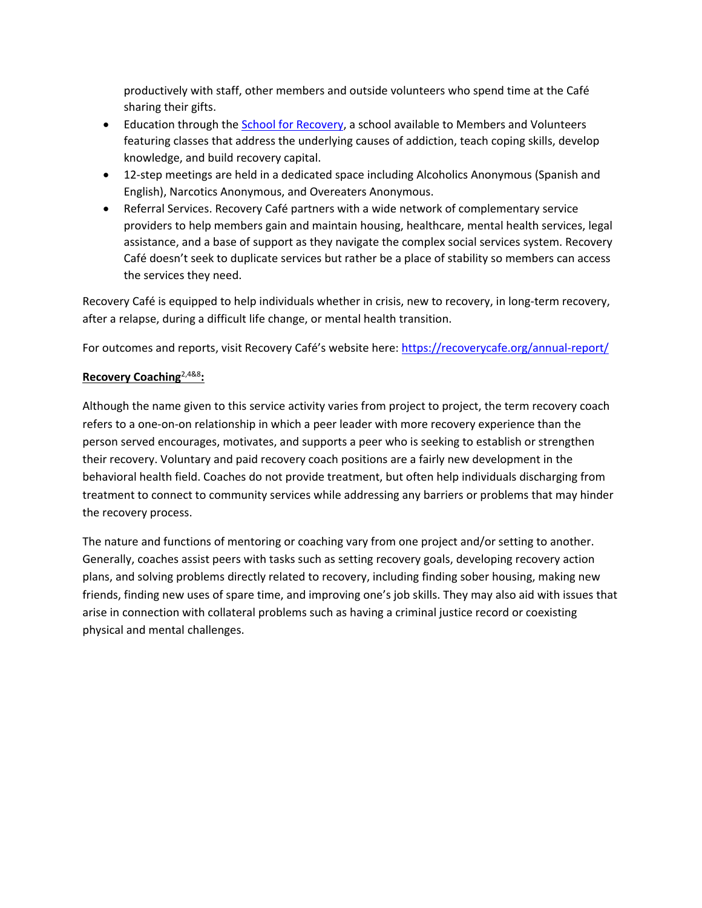productively with staff, other members and outside volunteers who spend time at the Café sharing their gifts.

- Education through the [School for Recovery](), a school available to Members and Volunteers featuring classes that address the underlying causes of addiction, teach coping skills, develop knowledge, and build recovery capital.
- 12-step meetings are held in a dedicated space including Alcoholics Anonymous (Spanish and English), Narcotics Anonymous, and Overeaters Anonymous.
- Referral Services. Recovery Café partners with a wide network of complementary service providers to help members gain and maintain housing, healthcare, mental health services, legal assistance, and a base of support as they navigate the complex social services system. Recovery Café doesn't seek to duplicate services but rather be a place of stability so members can access the services they need.

Recovery Café is equipped to help individuals whether in crisis, new to recovery, in long-term recovery, after a relapse, during a difficult life change, or mental health transition.

For outcomes and reports, visit Recovery Café's website here: https://recoverycafe.org/annual-report/

**Recovery Coaching[2,4&8]:**

Although the name given to this service activity varies from project to project, the term recovery coach refers to a one-on-on relationship in which a peer leader with more recovery experience than the person served encourages, motivates, and supports a peer who is seeking to establish or strengthen their recovery. Voluntary and paid recovery coach positions are a fairly new development in the behavioral health field. Coaches do not provide treatment, but often help individuals discharging from treatment to connect to community services while addressing any barriers or problems that may hinder the recovery process.

The nature and functions of mentoring or coaching vary from one project and/or setting to another. Generally, coaches assist peers with tasks such as setting recovery goals, developing recovery action plans, and solving problems directly related to recovery, including finding sober housing, making new friends, finding new uses of spare time, and improving one's job skills. They may also aid with issues that arise in connection with collateral problems such as having a criminal justice record or coexisting physical and mental challenges.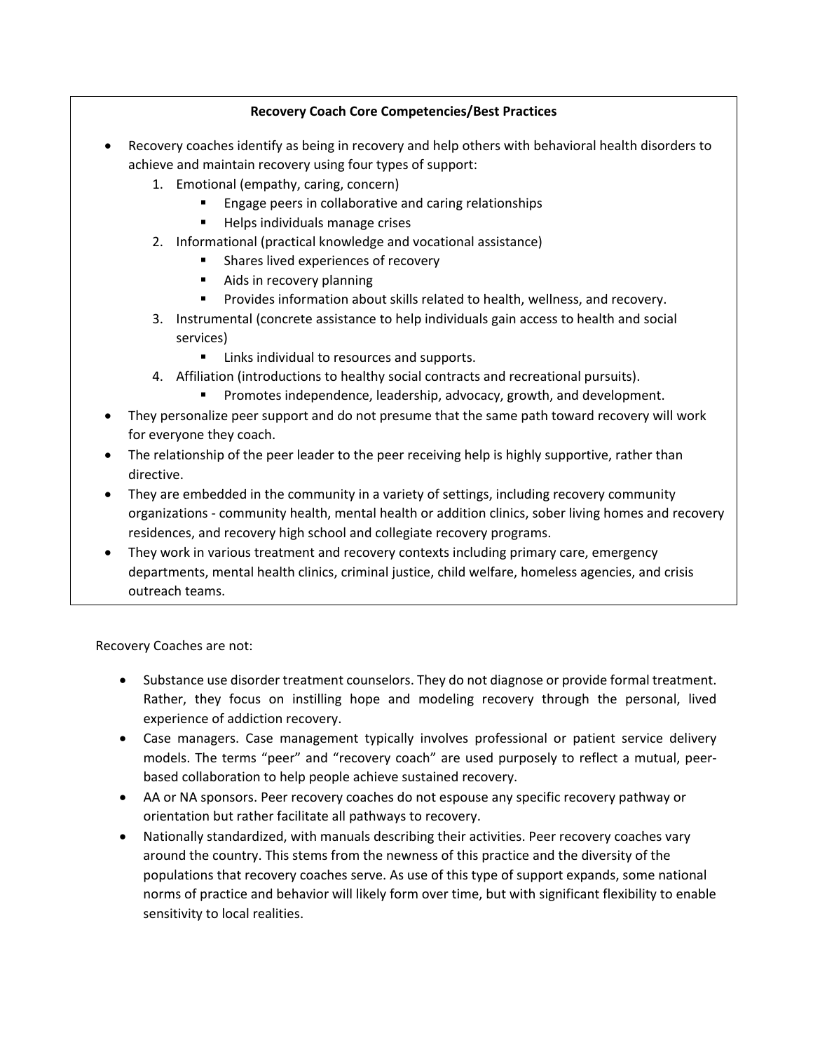**Recovery Coach Core Competencies/Best Practices**

- Recovery coaches identify as being in recovery and help others with behavioral health disorders to achieve and maintain recovery using four types of support:
    1. Emotional (empathy, caring, concern)
        - Engage peers in collaborative and caring relationships
        - Helps individuals manage crises
    2. Informational (practical knowledge and vocational assistance)
        - Shares lived experiences of recovery
        - Aids in recovery planning
        - Provides information about skills related to health, wellness, and recovery.
    3. Instrumental (concrete assistance to help individuals gain access to health and social services)
        - Links individual to resources and supports.
    4. Affiliation (introductions to healthy social contracts and recreational pursuits).
        - Promotes independence, leadership, advocacy, growth, and development.
- They personalize peer support and do not presume that the same path toward recovery will work for everyone they coach.
- The relationship of the peer leader to the peer receiving help is highly supportive, rather than directive.
- They are embedded in the community in a variety of settings, including recovery community organizations - community health, mental health or addition clinics, sober living homes and recovery residences, and recovery high school and collegiate recovery programs.
- They work in various treatment and recovery contexts including primary care, emergency departments, mental health clinics, criminal justice, child welfare, homeless agencies, and crisis outreach teams.

Recovery Coaches are not:

- Substance use disorder treatment counselors. They do not diagnose or provide formal treatment. Rather, they focus on instilling hope and modeling recovery through the personal, lived experience of addiction recovery.
- Case managers. Case management typically involves professional or patient service delivery models. The terms "peer" and "recovery coach" are used purposely to reflect a mutual, peer-based collaboration to help people achieve sustained recovery.
- AA or NA sponsors. Peer recovery coaches do not espouse any specific recovery pathway or orientation but rather facilitate all pathways to recovery.
- Nationally standardized, with manuals describing their activities. Peer recovery coaches vary around the country. This stems from the newness of this practice and the diversity of the populations that recovery coaches serve. As use of this type of support expands, some national norms of practice and behavior will likely form over time, but with significant flexibility to enable sensitivity to local realities.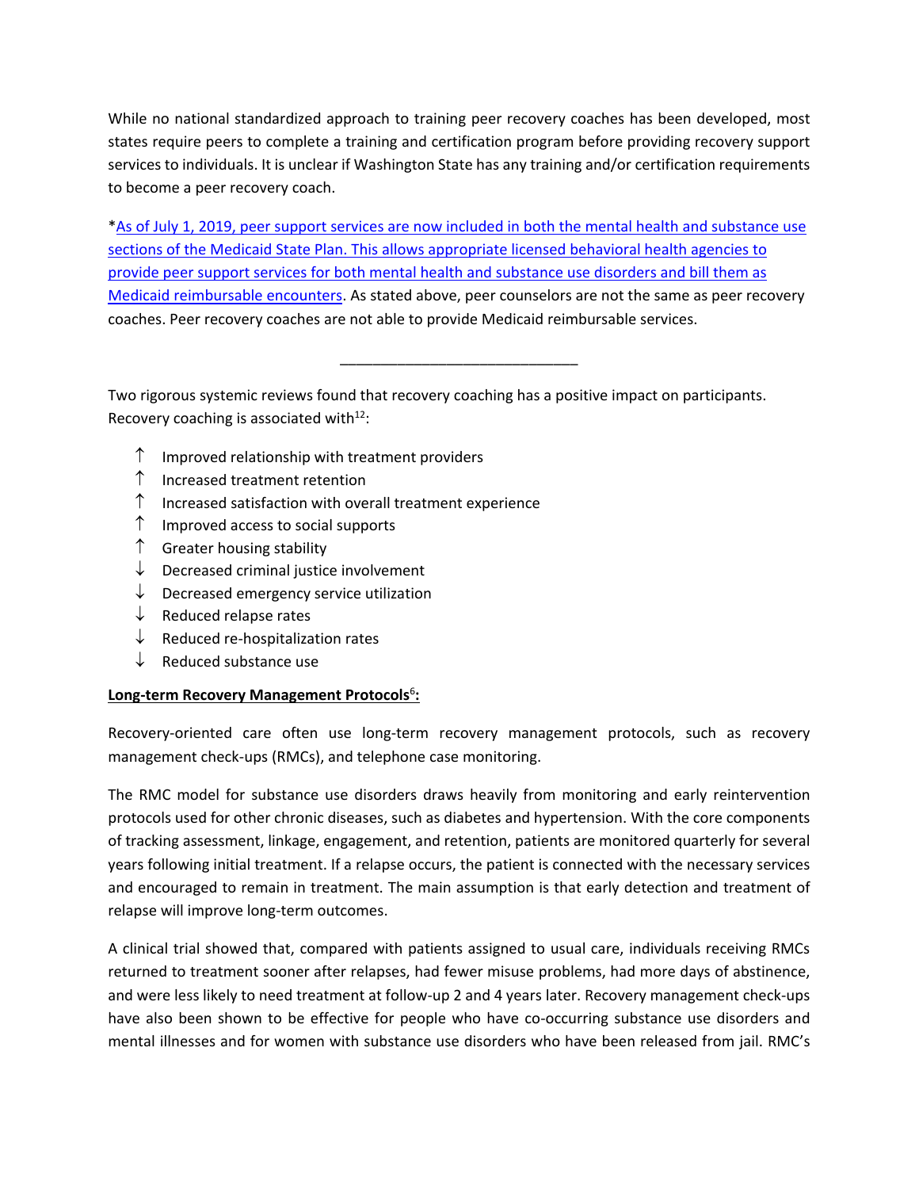While no national standardized approach to training peer recovery coaches has been developed, most states require peers to complete a training and certification program before providing recovery support services to individuals. It is unclear if Washington State has any training and/or certification requirements to become a peer recovery coach.

*As of July 1, 2019, peer support services are now included in both the mental health and substance use sections of the Medicaid State Plan. This allows appropriate licensed behavioral health agencies to provide peer support services for both mental health and substance use disorders and bill them as Medicaid reimbursable encounters. As stated above, peer counselors are not the same as peer recovery coaches. Peer recovery coaches are not able to provide Medicaid reimbursable services.

---

Two rigorous systemic reviews found that recovery coaching has a positive impact on participants. Recovery coaching is associated with[12]:

- ↑ Improved relationship with treatment providers
- ↑ Increased treatment retention
- ↑ Increased satisfaction with overall treatment experience
- ↑ Improved access to social supports
- ↑ Greater housing stability
- ↓ Decreased criminal justice involvement
- ↓ Decreased emergency service utilization
- ↓ Reduced relapse rates
- ↓ Reduced re-hospitalization rates
- ↓ Reduced substance use

**Long-term Recovery Management Protocols[6]:**

Recovery-oriented care often use long-term recovery management protocols, such as recovery management check-ups (RMCs), and telephone case monitoring.

The RMC model for substance use disorders draws heavily from monitoring and early reintervention protocols used for other chronic diseases, such as diabetes and hypertension. With the core components of tracking assessment, linkage, engagement, and retention, patients are monitored quarterly for several years following initial treatment. If a relapse occurs, the patient is connected with the necessary services and encouraged to remain in treatment. The main assumption is that early detection and treatment of relapse will improve long-term outcomes.

A clinical trial showed that, compared with patients assigned to usual care, individuals receiving RMCs returned to treatment sooner after relapses, had fewer misuse problems, had more days of abstinence, and were less likely to need treatment at follow-up 2 and 4 years later. Recovery management check-ups have also been shown to be effective for people who have co-occurring substance use disorders and mental illnesses and for women with substance use disorders who have been released from jail. RMC's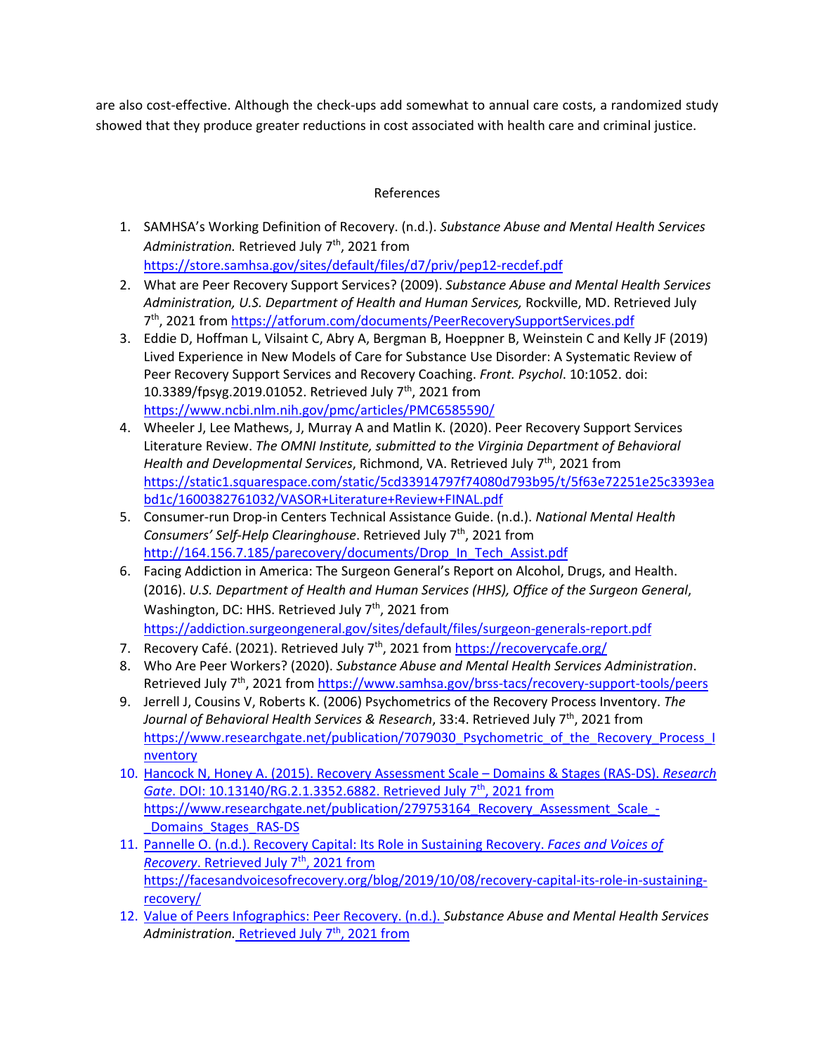are also cost-effective. Although the check-ups add somewhat to annual care costs, a randomized study showed that they produce greater reductions in cost associated with health care and criminal justice.

## References

1. SAMHSA's Working Definition of Recovery. (n.d.). *Substance Abuse and Mental Health Services Administration.* Retrieved July 7th, 2021 from https://store.samhsa.gov/sites/default/files/d7/priv/pep12-recdef.pdf
2. What are Peer Recovery Support Services? (2009). *Substance Abuse and Mental Health Services Administration, U.S. Department of Health and Human Services,* Rockville, MD. Retrieved July 7th, 2021 from https://atforum.com/documents/PeerRecoverySupportServices.pdf
3. Eddie D, Hoffman L, Vilsaint C, Abry A, Bergman B, Hoeppner B, Weinstein C and Kelly JF (2019) Lived Experience in New Models of Care for Substance Use Disorder: A Systematic Review of Peer Recovery Support Services and Recovery Coaching. *Front. Psychol*. 10:1052. doi: 10.3389/fpsyg.2019.01052. Retrieved July 7th, 2021 from https://www.ncbi.nlm.nih.gov/pmc/articles/PMC6585590/
4. Wheeler J, Lee Mathews, J, Murray A and Matlin K. (2020). Peer Recovery Support Services Literature Review. *The OMNI Institute, submitted to the Virginia Department of Behavioral Health and Developmental Services*, Richmond, VA. Retrieved July 7th, 2021 from https://static1.squarespace.com/static/5cd33914797f74080d793b95/t/5f63e72251e25c3393eabd1c/1600382761032/VASOR+Literature+Review+FINAL.pdf
5. Consumer-run Drop-in Centers Technical Assistance Guide. (n.d.). *National Mental Health Consumers' Self-Help Clearinghouse*. Retrieved July 7th, 2021 from http://164.156.7.185/parecovery/documents/Drop_In_Tech_Assist.pdf
6. Facing Addiction in America: The Surgeon General's Report on Alcohol, Drugs, and Health. (2016). *U.S. Department of Health and Human Services (HHS), Office of the Surgeon General*, Washington, DC: HHS. Retrieved July 7th, 2021 from https://addiction.surgeongeneral.gov/sites/default/files/surgeon-generals-report.pdf
7. Recovery Café. (2021). Retrieved July 7th, 2021 from https://recoverycafe.org/
8. Who Are Peer Workers? (2020). *Substance Abuse and Mental Health Services Administration*. Retrieved July 7th, 2021 from https://www.samhsa.gov/brss-tacs/recovery-support-tools/peers
9. Jerrell J, Cousins V, Roberts K. (2006) Psychometrics of the Recovery Process Inventory. *The Journal of Behavioral Health Services & Research*, 33:4. Retrieved July 7th, 2021 from https://www.researchgate.net/publication/7079030_Psychometric_of_the_Recovery_Process_Inventory
10. Hancock N, Honey A. (2015). Recovery Assessment Scale – Domains & Stages (RAS-DS). *Research Gate*. DOI: 10.13140/RG.2.1.3352.6882. Retrieved July 7th, 2021 from https://www.researchgate.net/publication/279753164_Recovery_Assessment_Scale_-_Domains_Stages_RAS-DS
11. Pannelle O. (n.d.). Recovery Capital: Its Role in Sustaining Recovery. *Faces and Voices of Recovery*. Retrieved July 7th, 2021 from https://facesandvoicesofrecovery.org/blog/2019/10/08/recovery-capital-its-role-in-sustaining-recovery/
12. Value of Peers Infographics: Peer Recovery. (n.d.). *Substance Abuse and Mental Health Services Administration.* Retrieved July 7th, 2021 from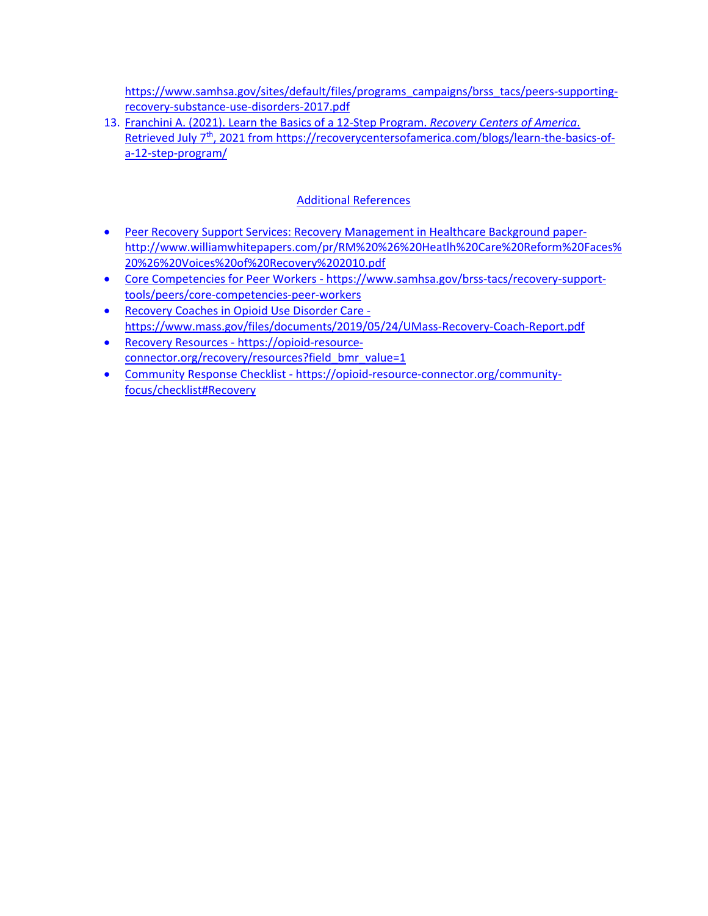https://www.samhsa.gov/sites/default/files/programs_campaigns/brss_tacs/peers-supporting-recovery-substance-use-disorders-2017.pdf

13. Franchini A. (2021). Learn the Basics of a 12-Step Program. *Recovery Centers of America*. Retrieved July 7th, 2021 from https://recoverycentersofamerica.com/blogs/learn-the-basics-of-a-12-step-program/

## Additional References

- Peer Recovery Support Services: Recovery Management in Healthcare Background paper- http://www.williamwhitepapers.com/pr/RM%20%26%20Heatlh%20Care%20Reform%20Faces%20%26%20Voices%20of%20Recovery%202010.pdf
- Core Competencies for Peer Workers - https://www.samhsa.gov/brss-tacs/recovery-support-tools/peers/core-competencies-peer-workers
- Recovery Coaches in Opioid Use Disorder Care - https://www.mass.gov/files/documents/2019/05/24/UMass-Recovery-Coach-Report.pdf
- Recovery Resources - https://opioid-resource-connector.org/recovery/resources?field_bmr_value=1
- Community Response Checklist - https://opioid-resource-connector.org/community-focus/checklist#Recovery